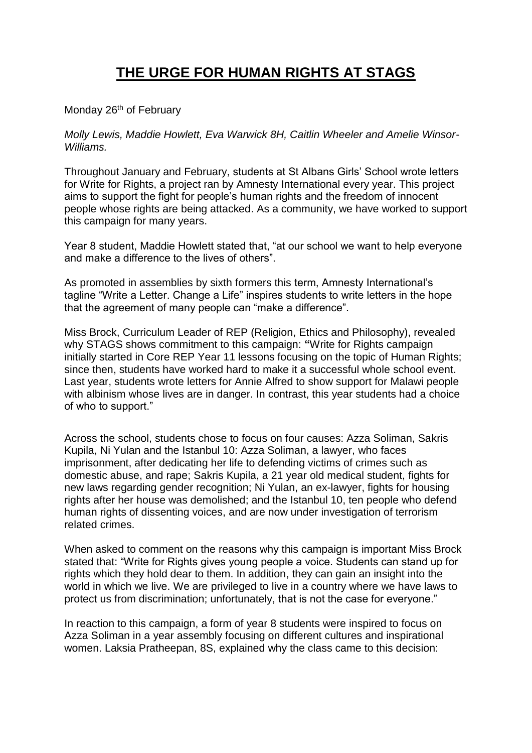# THE URGE FOR HUMAN RIGHTS AT STAGS

Monday 26th of February

*Molly Lewis, Maddie Howlett, Eva Warwick 8H, Caitlin Wheeler and Amelie Winsor-Williams.*

Throughout January and February, students at St Albans Girls' School wrote letters for Write for Rights, a project ran by Amnesty International every year. This project aims to support the fight for people's human rights and the freedom of innocent people whose rights are being attacked. As a community, we have worked to support this campaign for many years.

Year 8 student, Maddie Howlett stated that, "at our school we want to help everyone and make a difference to the lives of others".

As promoted in assemblies by sixth formers this term, Amnesty International's tagline "Write a Letter. Change a Life" inspires students to write letters in the hope that the agreement of many people can "make a difference".

Miss Brock, Curriculum Leader of REP (Religion, Ethics and Philosophy), revealed why STAGS shows commitment to this campaign: **"**Write for Rights campaign initially started in Core REP Year 11 lessons focusing on the topic of Human Rights; since then, students have worked hard to make it a successful whole school event. Last year, students wrote letters for Annie Alfred to show support for Malawi people with albinism whose lives are in danger. In contrast, this year students had a choice of who to support."

Across the school, students chose to focus on four causes: Azza Soliman, Sakris Kupila, Ni Yulan and the Istanbul 10: Azza Soliman, a lawyer, who faces imprisonment, after dedicating her life to defending victims of crimes such as domestic abuse, and rape; Sakris Kupila, a 21 year old medical student, fights for new laws regarding gender recognition; Ni Yulan, an ex-lawyer, fights for housing rights after her house was demolished; and the Istanbul 10, ten people who defend human rights of dissenting voices, and are now under investigation of terrorism related crimes.

When asked to comment on the reasons why this campaign is important Miss Brock stated that: "Write for Rights gives young people a voice. Students can stand up for rights which they hold dear to them. In addition, they can gain an insight into the world in which we live. We are privileged to live in a country where we have laws to protect us from discrimination; unfortunately, that is not the case for everyone."

In reaction to this campaign, a form of year 8 students were inspired to focus on Azza Soliman in a year assembly focusing on different cultures and inspirational women. Laksia Pratheepan, 8S, explained why the class came to this decision: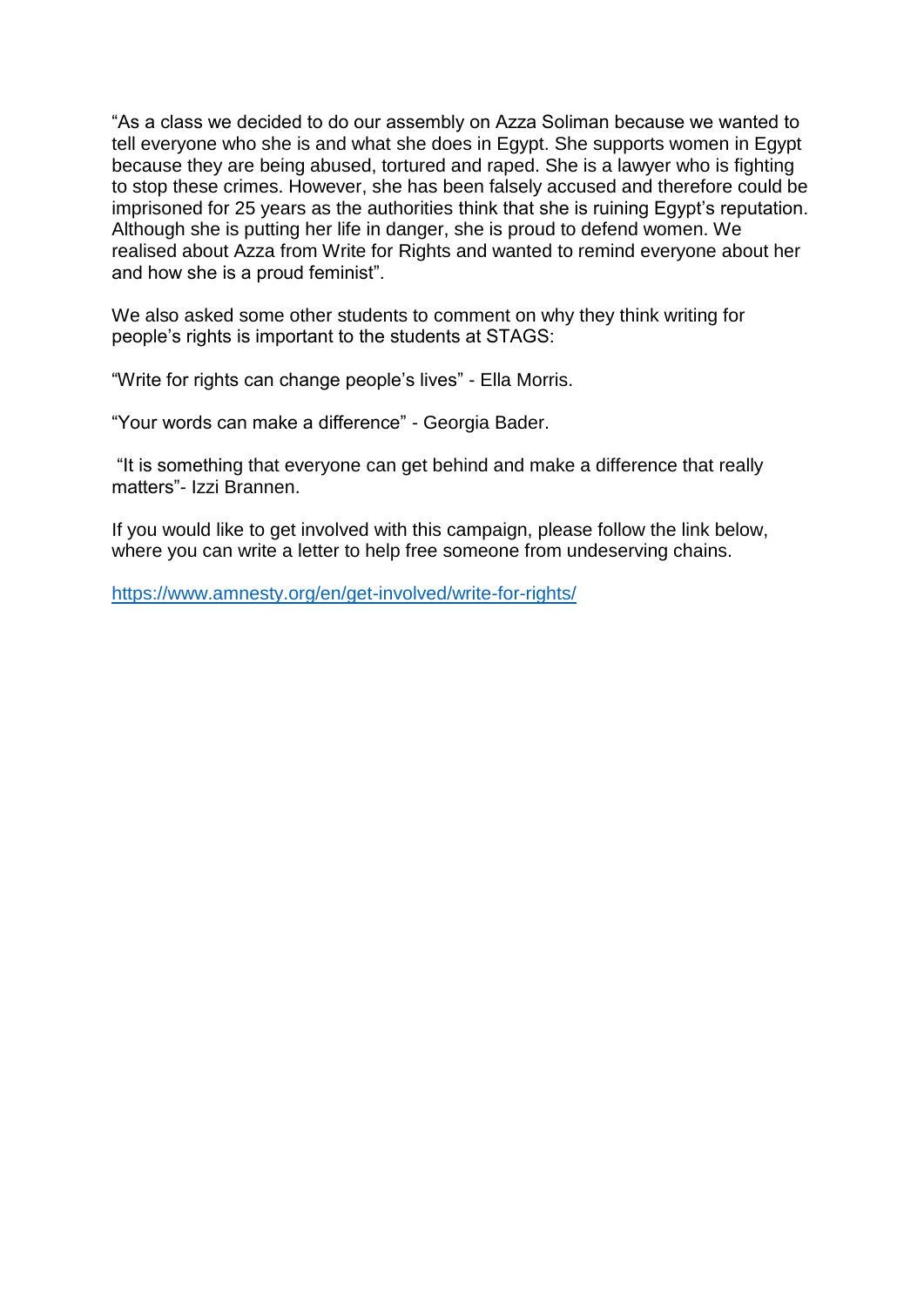"As a class we decided to do our assembly on Azza Soliman because we wanted to tell everyone who she is and what she does in Egypt. She supports women in Egypt because they are being abused, tortured and raped. She is a lawyer who is fighting to stop these crimes. However, she has been falsely accused and therefore could be imprisoned for 25 years as the authorities think that she is ruining Egypt's reputation. Although she is putting her life in danger, she is proud to defend women. We realised about Azza from Write for Rights and wanted to remind everyone about her and how she is a proud feminist".

We also asked some other students to comment on why they think writing for people's rights is important to the students at STAGS:

"Write for rights can change people's lives" - Ella Morris.

"Your words can make a difference" - Georgia Bader.

"It is something that everyone can get behind and make a difference that really matters"- Izzi Brannen.

If you would like to get involved with this campaign, please follow the link below, where you can write a letter to help free someone from undeserving chains.

https://www.amnesty.org/en/get-involved/write-for-rights/